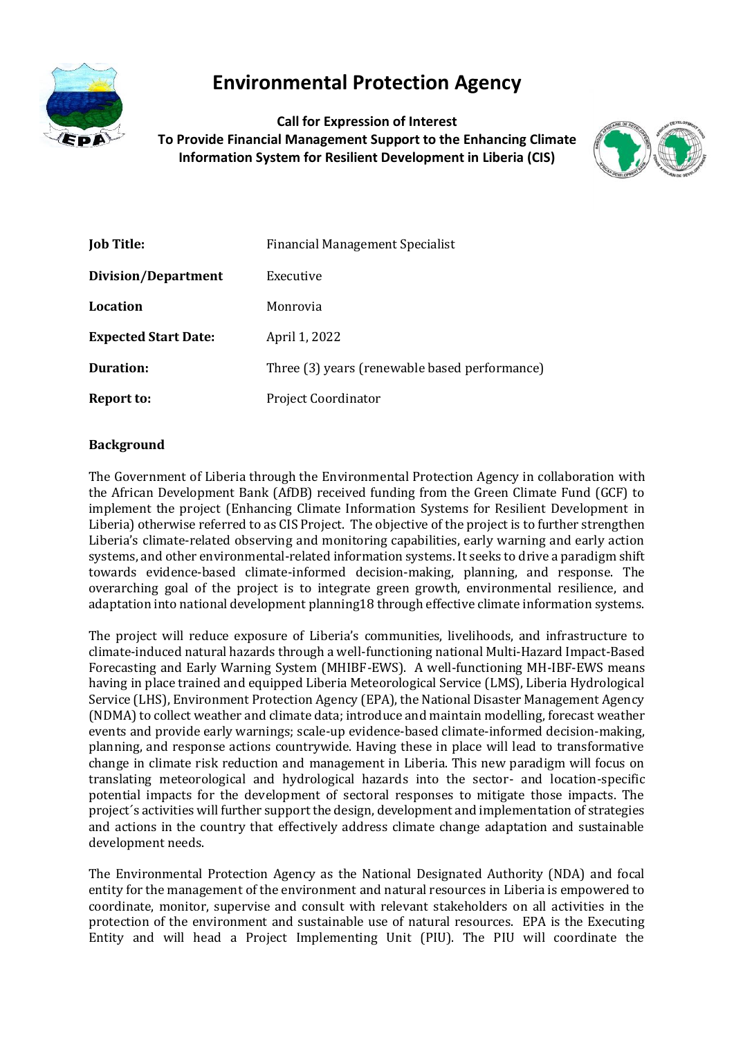# Environmental Protection Agency

**Call for Expression of Interest**
**To Provide Financial Management Support to the Enhancing Climate Information System for Resilient Development in Liberia (CIS)**

| | |
|---|---|
| **Job Title:** | Financial Management Specialist |
| **Division/Department** | Executive |
| **Location** | Monrovia |
| **Expected Start Date:** | April 1, 2022 |
| **Duration:** | Three (3) years (renewable based performance) |
| **Report to:** | Project Coordinator |

## Background

The Government of Liberia through the Environmental Protection Agency in collaboration with the African Development Bank (AfDB) received funding from the Green Climate Fund (GCF) to implement the project (Enhancing Climate Information Systems for Resilient Development in Liberia) otherwise referred to as CIS Project. The objective of the project is to further strengthen Liberia's climate-related observing and monitoring capabilities, early warning and early action systems, and other environmental-related information systems. It seeks to drive a paradigm shift towards evidence-based climate-informed decision-making, planning, and response. The overarching goal of the project is to integrate green growth, environmental resilience, and adaptation into national development planning18 through effective climate information systems.

The project will reduce exposure of Liberia's communities, livelihoods, and infrastructure to climate-induced natural hazards through a well-functioning national Multi-Hazard Impact-Based Forecasting and Early Warning System (MHIBF-EWS). A well-functioning MH-IBF-EWS means having in place trained and equipped Liberia Meteorological Service (LMS), Liberia Hydrological Service (LHS), Environment Protection Agency (EPA), the National Disaster Management Agency (NDMA) to collect weather and climate data; introduce and maintain modelling, forecast weather events and provide early warnings; scale-up evidence-based climate-informed decision-making, planning, and response actions countrywide. Having these in place will lead to transformative change in climate risk reduction and management in Liberia. This new paradigm will focus on translating meteorological and hydrological hazards into the sector- and location-specific potential impacts for the development of sectoral responses to mitigate those impacts. The project´s activities will further support the design, development and implementation of strategies and actions in the country that effectively address climate change adaptation and sustainable development needs.

The Environmental Protection Agency as the National Designated Authority (NDA) and focal entity for the management of the environment and natural resources in Liberia is empowered to coordinate, monitor, supervise and consult with relevant stakeholders on all activities in the protection of the environment and sustainable use of natural resources. EPA is the Executing Entity and will head a Project Implementing Unit (PIU). The PIU will coordinate the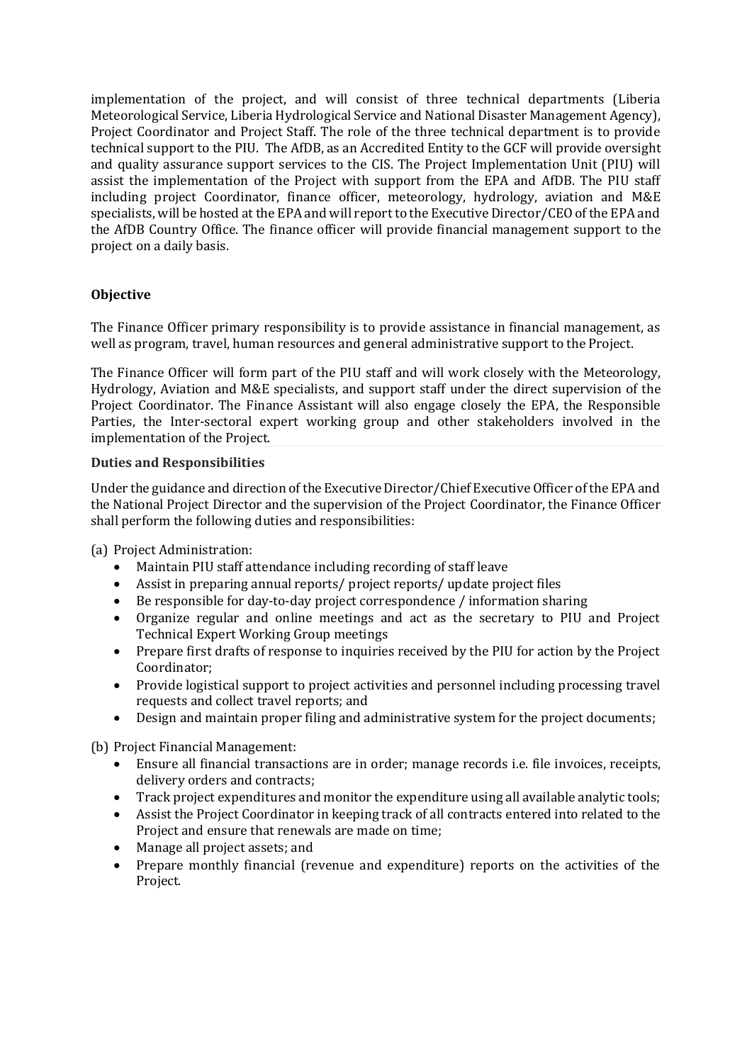implementation of the project, and will consist of three technical departments (Liberia Meteorological Service, Liberia Hydrological Service and National Disaster Management Agency), Project Coordinator and Project Staff. The role of the three technical department is to provide technical support to the PIU. The AfDB, as an Accredited Entity to the GCF will provide oversight and quality assurance support services to the CIS. The Project Implementation Unit (PIU) will assist the implementation of the Project with support from the EPA and AfDB. The PIU staff including project Coordinator, finance officer, meteorology, hydrology, aviation and M&E specialists, will be hosted at the EPA and will report to the Executive Director/CEO of the EPA and the AfDB Country Office. The finance officer will provide financial management support to the project on a daily basis.

**Objective**

The Finance Officer primary responsibility is to provide assistance in financial management, as well as program, travel, human resources and general administrative support to the Project.

The Finance Officer will form part of the PIU staff and will work closely with the Meteorology, Hydrology, Aviation and M&E specialists, and support staff under the direct supervision of the Project Coordinator. The Finance Assistant will also engage closely the EPA, the Responsible Parties, the Inter-sectoral expert working group and other stakeholders involved in the implementation of the Project.

**Duties and Responsibilities**

Under the guidance and direction of the Executive Director/Chief Executive Officer of the EPA and the National Project Director and the supervision of the Project Coordinator, the Finance Officer shall perform the following duties and responsibilities:

(a) Project Administration:

- Maintain PIU staff attendance including recording of staff leave
- Assist in preparing annual reports/ project reports/ update project files
- Be responsible for day-to-day project correspondence / information sharing
- Organize regular and online meetings and act as the secretary to PIU and Project Technical Expert Working Group meetings
- Prepare first drafts of response to inquiries received by the PIU for action by the Project Coordinator;
- Provide logistical support to project activities and personnel including processing travel requests and collect travel reports; and
- Design and maintain proper filing and administrative system for the project documents;

(b) Project Financial Management:

- Ensure all financial transactions are in order; manage records i.e. file invoices, receipts, delivery orders and contracts;
- Track project expenditures and monitor the expenditure using all available analytic tools;
- Assist the Project Coordinator in keeping track of all contracts entered into related to the Project and ensure that renewals are made on time;
- Manage all project assets; and
- Prepare monthly financial (revenue and expenditure) reports on the activities of the Project.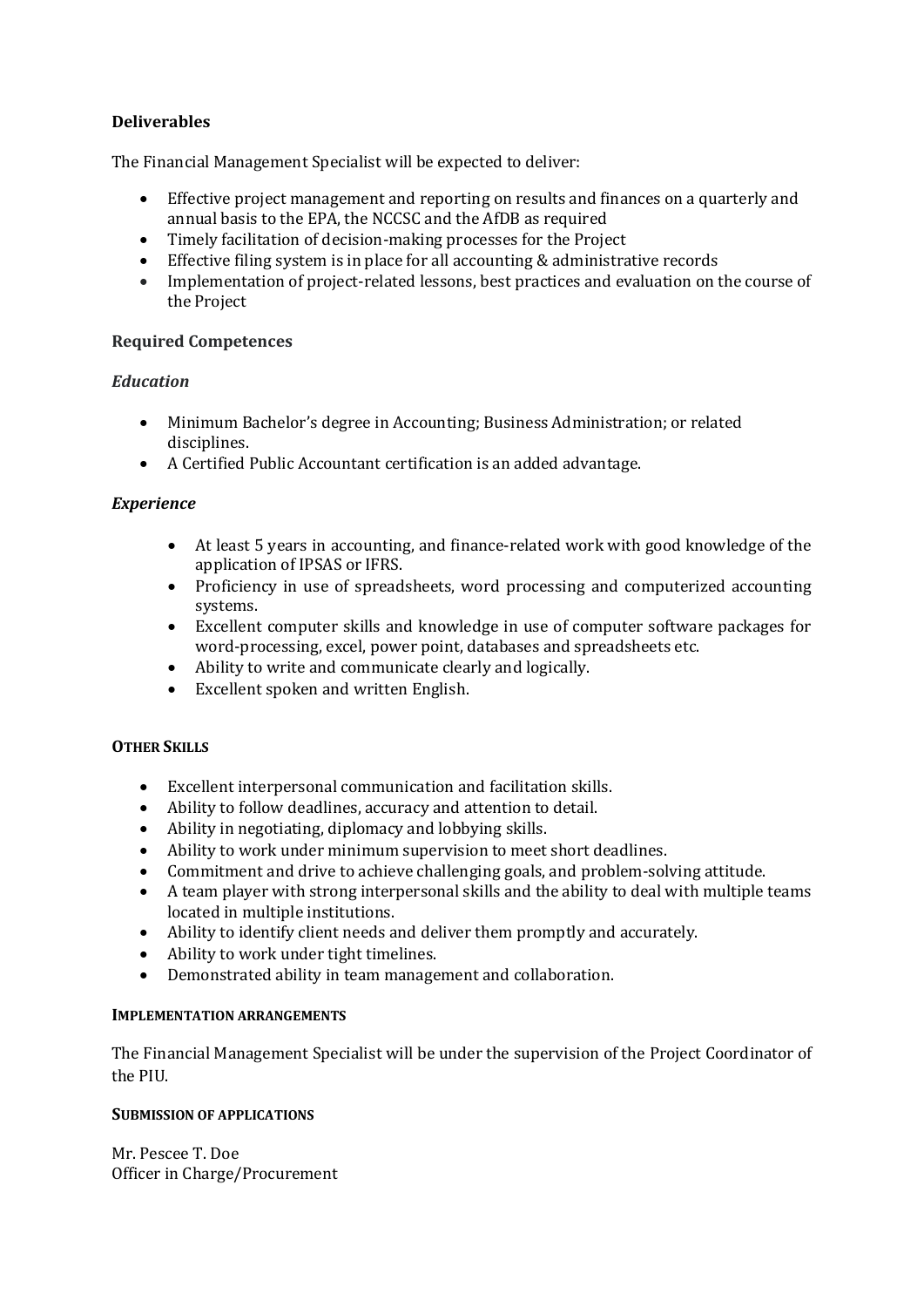### Deliverables

The Financial Management Specialist will be expected to deliver:

- Effective project management and reporting on results and finances on a quarterly and annual basis to the EPA, the NCCSC and the AfDB as required
- Timely facilitation of decision-making processes for the Project
- Effective filing system is in place for all accounting & administrative records
- Implementation of project-related lessons, best practices and evaluation on the course of the Project

### Required Competences

#### *Education*

- Minimum Bachelor's degree in Accounting; Business Administration; or related disciplines.
- A Certified Public Accountant certification is an added advantage.

#### *Experience*

- At least 5 years in accounting, and finance-related work with good knowledge of the application of IPSAS or IFRS.
- Proficiency in use of spreadsheets, word processing and computerized accounting systems.
- Excellent computer skills and knowledge in use of computer software packages for word-processing, excel, power point, databases and spreadsheets etc.
- Ability to write and communicate clearly and logically.
- Excellent spoken and written English.

### OTHER SKILLS

- Excellent interpersonal communication and facilitation skills.
- Ability to follow deadlines, accuracy and attention to detail.
- Ability in negotiating, diplomacy and lobbying skills.
- Ability to work under minimum supervision to meet short deadlines.
- Commitment and drive to achieve challenging goals, and problem-solving attitude.
- A team player with strong interpersonal skills and the ability to deal with multiple teams located in multiple institutions.
- Ability to identify client needs and deliver them promptly and accurately.
- Ability to work under tight timelines.
- Demonstrated ability in team management and collaboration.

### IMPLEMENTATION ARRANGEMENTS

The Financial Management Specialist will be under the supervision of the Project Coordinator of the PIU.

### SUBMISSION OF APPLICATIONS

Mr. Pescee T. Doe
Officer in Charge/Procurement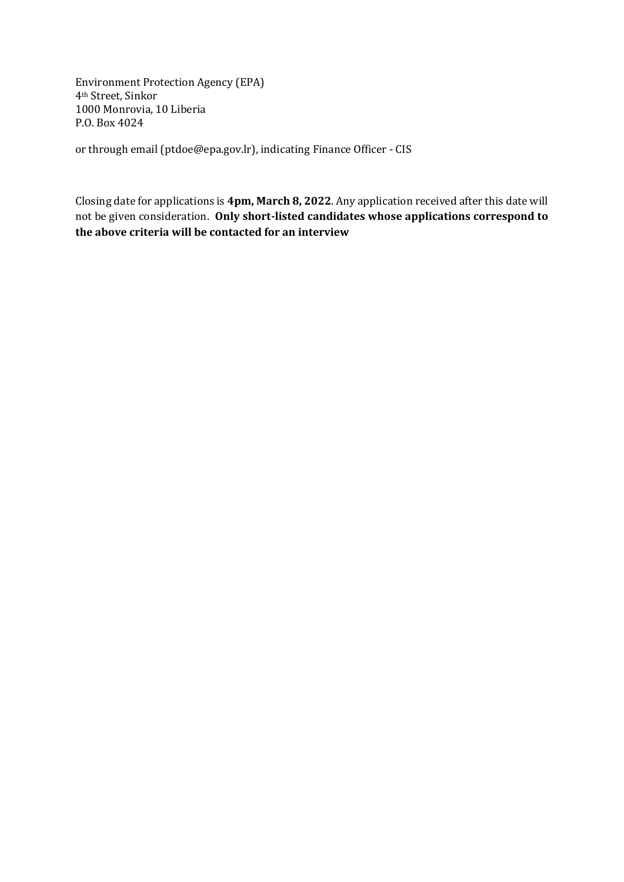Environment Protection Agency (EPA)
4th Street, Sinkor
1000 Monrovia, 10 Liberia
P.O. Box 4024

or through email (ptdoe@epa.gov.lr), indicating Finance Officer - CIS

Closing date for applications is **4pm, March 8, 2022**. Any application received after this date will not be given consideration. **Only short-listed candidates whose applications correspond to the above criteria will be contacted for an interview**